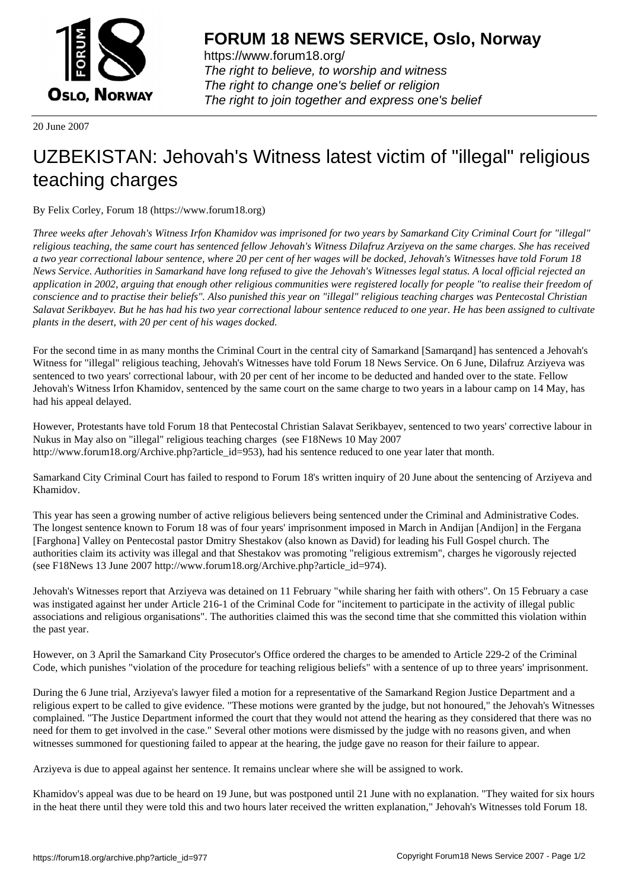# FORUM 18 NEWS SERVICE, Oslo, Norway

https://www.forum18.org/
*The right to believe, to worship and witness*
*The right to change one's belief or religion*
*The right to join together and express one's belief*

20 June 2007

# UZBEKISTAN: Jehovah's Witness latest victim of "illegal" religious teaching charges

By Felix Corley, Forum 18 (https://www.forum18.org)

*Three weeks after Jehovah's Witness Irfon Khamidov was imprisoned for two years by Samarkand City Criminal Court for "illegal" religious teaching, the same court has sentenced fellow Jehovah's Witness Dilafruz Arziyeva on the same charges. She has received a two year correctional labour sentence, where 20 per cent of her wages will be docked, Jehovah's Witnesses have told Forum 18 News Service. Authorities in Samarkand have long refused to give the Jehovah's Witnesses legal status. A local official rejected an application in 2002, arguing that enough other religious communities were registered locally for people "to realise their freedom of conscience and to practise their beliefs". Also punished this year on "illegal" religious teaching charges was Pentecostal Christian Salavat Serikbayev. But he has had his two year correctional labour sentence reduced to one year. He has been assigned to cultivate plants in the desert, with 20 per cent of his wages docked.*

For the second time in as many months the Criminal Court in the central city of Samarkand [Samarqand] has sentenced a Jehovah's Witness for "illegal" religious teaching, Jehovah's Witnesses have told Forum 18 News Service. On 6 June, Dilafruz Arziyeva was sentenced to two years' correctional labour, with 20 per cent of her income to be deducted and handed over to the state. Fellow Jehovah's Witness Irfon Khamidov, sentenced by the same court on the same charge to two years in a labour camp on 14 May, has had his appeal delayed.

However, Protestants have told Forum 18 that Pentecostal Christian Salavat Serikbayev, sentenced to two years' corrective labour in Nukus in May also on "illegal" religious teaching charges (see F18News 10 May 2007 http://www.forum18.org/Archive.php?article_id=953), had his sentence reduced to one year later that month.

Samarkand City Criminal Court has failed to respond to Forum 18's written inquiry of 20 June about the sentencing of Arziyeva and Khamidov.

This year has seen a growing number of active religious believers being sentenced under the Criminal and Administrative Codes. The longest sentence known to Forum 18 was of four years' imprisonment imposed in March in Andijan [Andijon] in the Fergana [Farghona] Valley on Pentecostal pastor Dmitry Shestakov (also known as David) for leading his Full Gospel church. The authorities claim its activity was illegal and that Shestakov was promoting "religious extremism", charges he vigorously rejected (see F18News 13 June 2007 http://www.forum18.org/Archive.php?article_id=974).

Jehovah's Witnesses report that Arziyeva was detained on 11 February "while sharing her faith with others". On 15 February a case was instigated against her under Article 216-1 of the Criminal Code for "incitement to participate in the activity of illegal public associations and religious organisations". The authorities claimed this was the second time that she committed this violation within the past year.

However, on 3 April the Samarkand City Prosecutor's Office ordered the charges to be amended to Article 229-2 of the Criminal Code, which punishes "violation of the procedure for teaching religious beliefs" with a sentence of up to three years' imprisonment.

During the 6 June trial, Arziyeva's lawyer filed a motion for a representative of the Samarkand Region Justice Department and a religious expert to be called to give evidence. "These motions were granted by the judge, but not honoured," the Jehovah's Witnesses complained. "The Justice Department informed the court that they would not attend the hearing as they considered that there was no need for them to get involved in the case." Several other motions were dismissed by the judge with no reasons given, and when witnesses summoned for questioning failed to appear at the hearing, the judge gave no reason for their failure to appear.

Arziyeva is due to appeal against her sentence. It remains unclear where she will be assigned to work.

Khamidov's appeal was due to be heard on 19 June, but was postponed until 21 June with no explanation. "They waited for six hours in the heat there until they were told this and two hours later received the written explanation," Jehovah's Witnesses told Forum 18.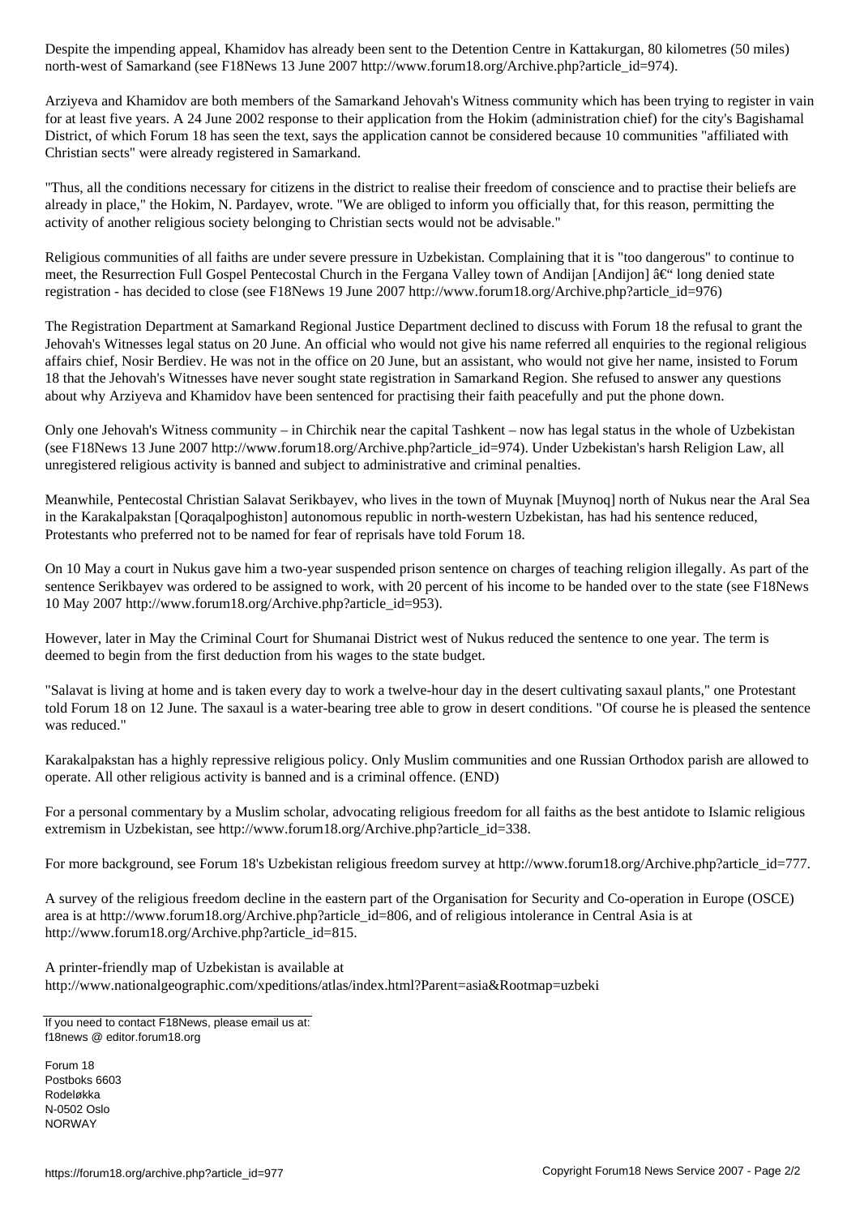Despite the impending appeal, Khamidov has already been sent to the Detention Centre in Kattakurgan, 80 kilometres (50 miles) north-west of Samarkand (see F18News 13 June 2007 http://www.forum18.org/Archive.php?article_id=974).

Arziyeva and Khamidov are both members of the Samarkand Jehovah's Witness community which has been trying to register in vain for at least five years. A 24 June 2002 response to their application from the Hokim (administration chief) for the city's Bagishamal District, of which Forum 18 has seen the text, says the application cannot be considered because 10 communities "affiliated with Christian sects" were already registered in Samarkand.

"Thus, all the conditions necessary for citizens in the district to realise their freedom of conscience and to practise their beliefs are already in place," the Hokim, N. Pardayev, wrote. "We are obliged to inform you officially that, for this reason, permitting the activity of another religious society belonging to Christian sects would not be advisable."

Religious communities of all faiths are under severe pressure in Uzbekistan. Complaining that it is "too dangerous" to continue to meet, the Resurrection Full Gospel Pentecostal Church in the Fergana Valley town of Andijan [Andijon] â€“ long denied state registration - has decided to close (see F18News 19 June 2007 http://www.forum18.org/Archive.php?article_id=976)

The Registration Department at Samarkand Regional Justice Department declined to discuss with Forum 18 the refusal to grant the Jehovah's Witnesses legal status on 20 June. An official who would not give his name referred all enquiries to the regional religious affairs chief, Nosir Berdiev. He was not in the office on 20 June, but an assistant, who would not give her name, insisted to Forum 18 that the Jehovah's Witnesses have never sought state registration in Samarkand Region. She refused to answer any questions about why Arziyeva and Khamidov have been sentenced for practising their faith peacefully and put the phone down.

Only one Jehovah's Witness community – in Chirchik near the capital Tashkent – now has legal status in the whole of Uzbekistan (see F18News 13 June 2007 http://www.forum18.org/Archive.php?article_id=974). Under Uzbekistan's harsh Religion Law, all unregistered religious activity is banned and subject to administrative and criminal penalties.

Meanwhile, Pentecostal Christian Salavat Serikbayev, who lives in the town of Muynak [Muynoq] north of Nukus near the Aral Sea in the Karakalpakstan [Qoraqalpoghiston] autonomous republic in north-western Uzbekistan, has had his sentence reduced, Protestants who preferred not to be named for fear of reprisals have told Forum 18.

On 10 May a court in Nukus gave him a two-year suspended prison sentence on charges of teaching religion illegally. As part of the sentence Serikbayev was ordered to be assigned to work, with 20 percent of his income to be handed over to the state (see F18News 10 May 2007 http://www.forum18.org/Archive.php?article_id=953).

However, later in May the Criminal Court for Shumanai District west of Nukus reduced the sentence to one year. The term is deemed to begin from the first deduction from his wages to the state budget.

"Salavat is living at home and is taken every day to work a twelve-hour day in the desert cultivating saxaul plants," one Protestant told Forum 18 on 12 June. The saxaul is a water-bearing tree able to grow in desert conditions. "Of course he is pleased the sentence was reduced."

Karakalpakstan has a highly repressive religious policy. Only Muslim communities and one Russian Orthodox parish are allowed to operate. All other religious activity is banned and is a criminal offence. (END)

For a personal commentary by a Muslim scholar, advocating religious freedom for all faiths as the best antidote to Islamic religious extremism in Uzbekistan, see http://www.forum18.org/Archive.php?article_id=338.

For more background, see Forum 18's Uzbekistan religious freedom survey at http://www.forum18.org/Archive.php?article_id=777.

A survey of the religious freedom decline in the eastern part of the Organisation for Security and Co-operation in Europe (OSCE) area is at http://www.forum18.org/Archive.php?article_id=806, and of religious intolerance in Central Asia is at http://www.forum18.org/Archive.php?article_id=815.

A printer-friendly map of Uzbekistan is available at
http://www.nationalgeographic.com/xpeditions/atlas/index.html?Parent=asia&Rootmap=uzbeki

If you need to contact F18News, please email us at:
f18news @ editor.forum18.org

Forum 18
Postboks 6603
Rodeløkka
N-0502 Oslo
NORWAY